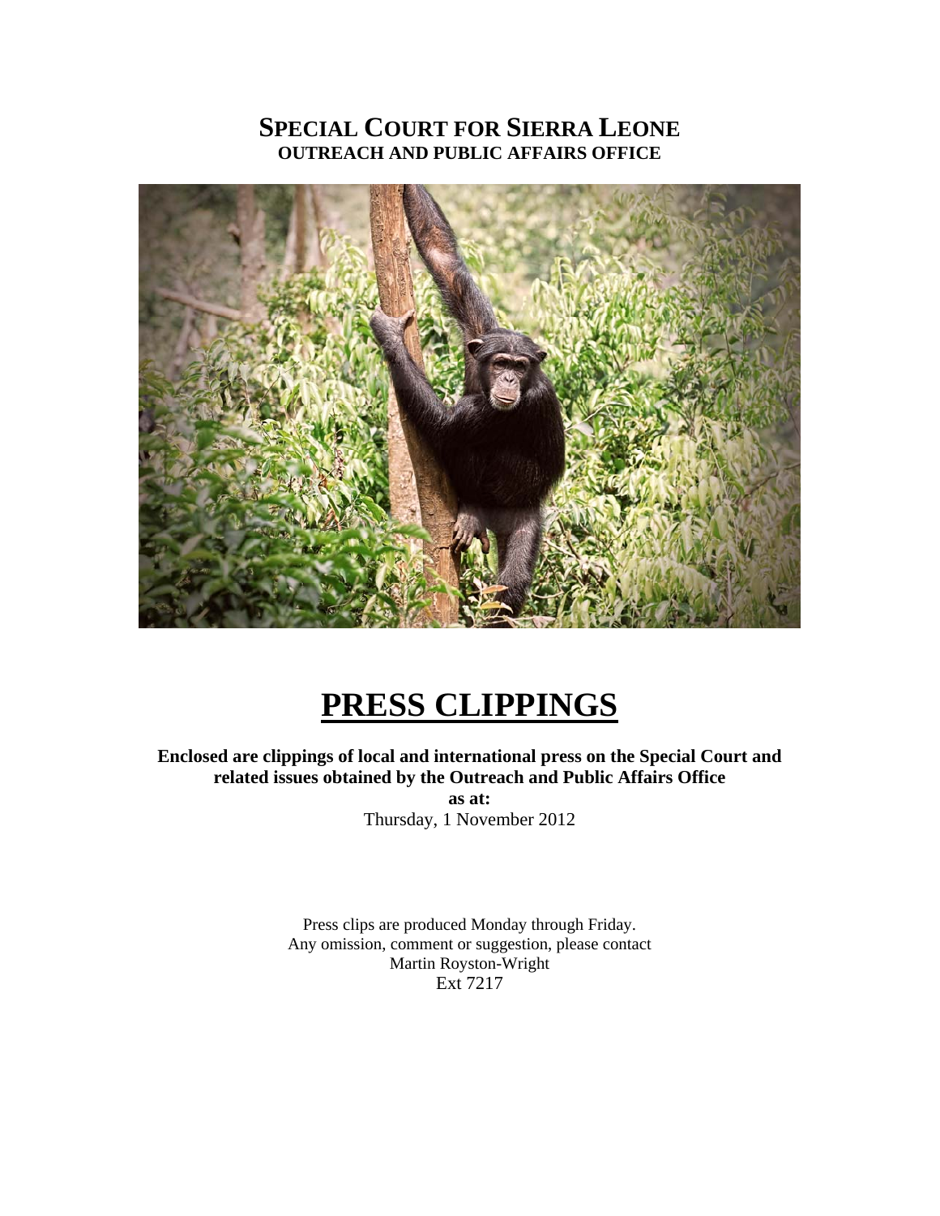# SPECIAL COURT FOR SIERRA LEONE
## OUTREACH AND PUBLIC AFFAIRS OFFICE

# PRESS CLIPPINGS

**Enclosed are clippings of local and international press on the Special Court and related issues obtained by the Outreach and Public Affairs Office**

**as at:**

Thursday, 1 November 2012

Press clips are produced Monday through Friday.
Any omission, comment or suggestion, please contact
Martin Royston-Wright
Ext 7217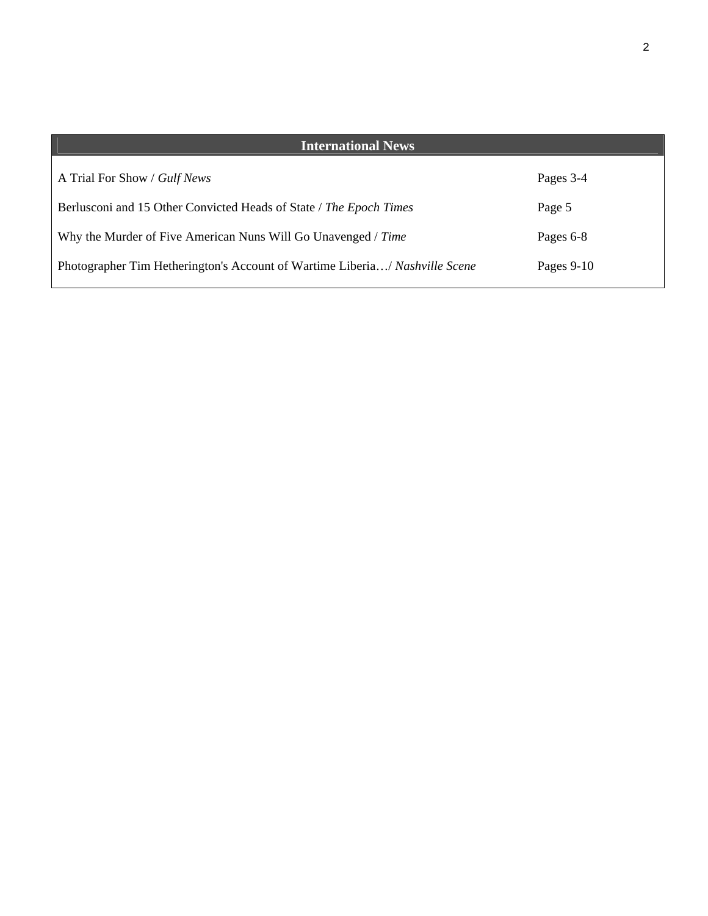| International News | |
|---|---|
| A Trial For Show / *Gulf News* | Pages 3-4 |
| Berlusconi and 15 Other Convicted Heads of State / *The Epoch Times* | Page 5 |
| Why the Murder of Five American Nuns Will Go Unavenged / *Time* | Pages 6-8 |
| Photographer Tim Hetherington's Account of Wartime Liberia…/ *Nashville Scene* | Pages 9-10 |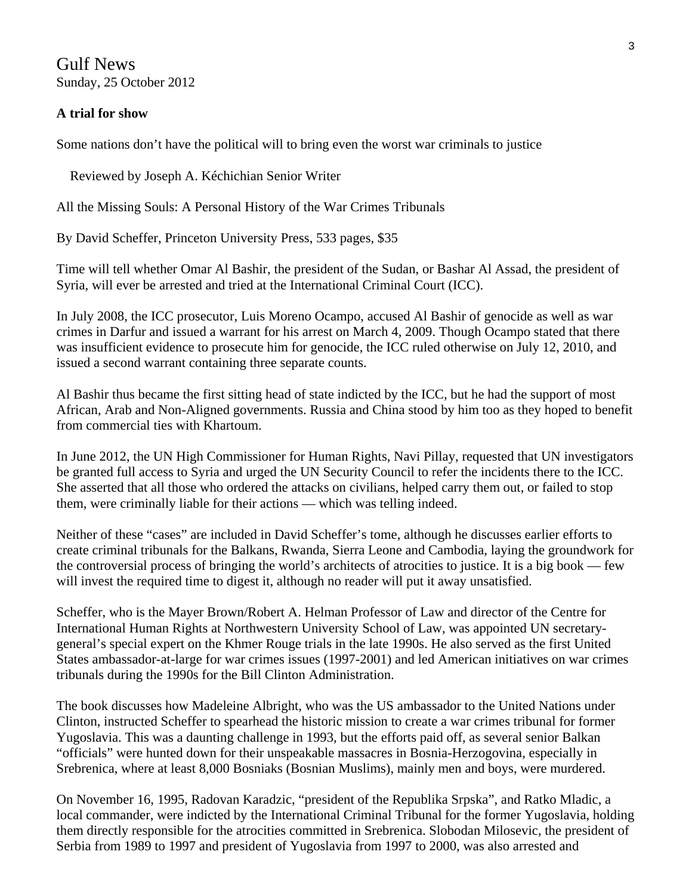Gulf News
Sunday, 25 October 2012

**A trial for show**

Some nations don't have the political will to bring even the worst war criminals to justice

Reviewed by Joseph A. Kéchichian Senior Writer

All the Missing Souls: A Personal History of the War Crimes Tribunals

By David Scheffer, Princeton University Press, 533 pages, $35

Time will tell whether Omar Al Bashir, the president of the Sudan, or Bashar Al Assad, the president of Syria, will ever be arrested and tried at the International Criminal Court (ICC).

In July 2008, the ICC prosecutor, Luis Moreno Ocampo, accused Al Bashir of genocide as well as war crimes in Darfur and issued a warrant for his arrest on March 4, 2009. Though Ocampo stated that there was insufficient evidence to prosecute him for genocide, the ICC ruled otherwise on July 12, 2010, and issued a second warrant containing three separate counts.

Al Bashir thus became the first sitting head of state indicted by the ICC, but he had the support of most African, Arab and Non-Aligned governments. Russia and China stood by him too as they hoped to benefit from commercial ties with Khartoum.

In June 2012, the UN High Commissioner for Human Rights, Navi Pillay, requested that UN investigators be granted full access to Syria and urged the UN Security Council to refer the incidents there to the ICC. She asserted that all those who ordered the attacks on civilians, helped carry them out, or failed to stop them, were criminally liable for their actions — which was telling indeed.

Neither of these "cases" are included in David Scheffer's tome, although he discusses earlier efforts to create criminal tribunals for the Balkans, Rwanda, Sierra Leone and Cambodia, laying the groundwork for the controversial process of bringing the world's architects of atrocities to justice. It is a big book — few will invest the required time to digest it, although no reader will put it away unsatisfied.

Scheffer, who is the Mayer Brown/Robert A. Helman Professor of Law and director of the Centre for International Human Rights at Northwestern University School of Law, was appointed UN secretary-general's special expert on the Khmer Rouge trials in the late 1990s. He also served as the first United States ambassador-at-large for war crimes issues (1997-2001) and led American initiatives on war crimes tribunals during the 1990s for the Bill Clinton Administration.

The book discusses how Madeleine Albright, who was the US ambassador to the United Nations under Clinton, instructed Scheffer to spearhead the historic mission to create a war crimes tribunal for former Yugoslavia. This was a daunting challenge in 1993, but the efforts paid off, as several senior Balkan "officials" were hunted down for their unspeakable massacres in Bosnia-Herzegovina, especially in Srebrenica, where at least 8,000 Bosniaks (Bosnian Muslims), mainly men and boys, were murdered.

On November 16, 1995, Radovan Karadzic, "president of the Republika Srpska", and Ratko Mladic, a local commander, were indicted by the International Criminal Tribunal for the former Yugoslavia, holding them directly responsible for the atrocities committed in Srebrenica. Slobodan Milosevic, the president of Serbia from 1989 to 1997 and president of Yugoslavia from 1997 to 2000, was also arrested and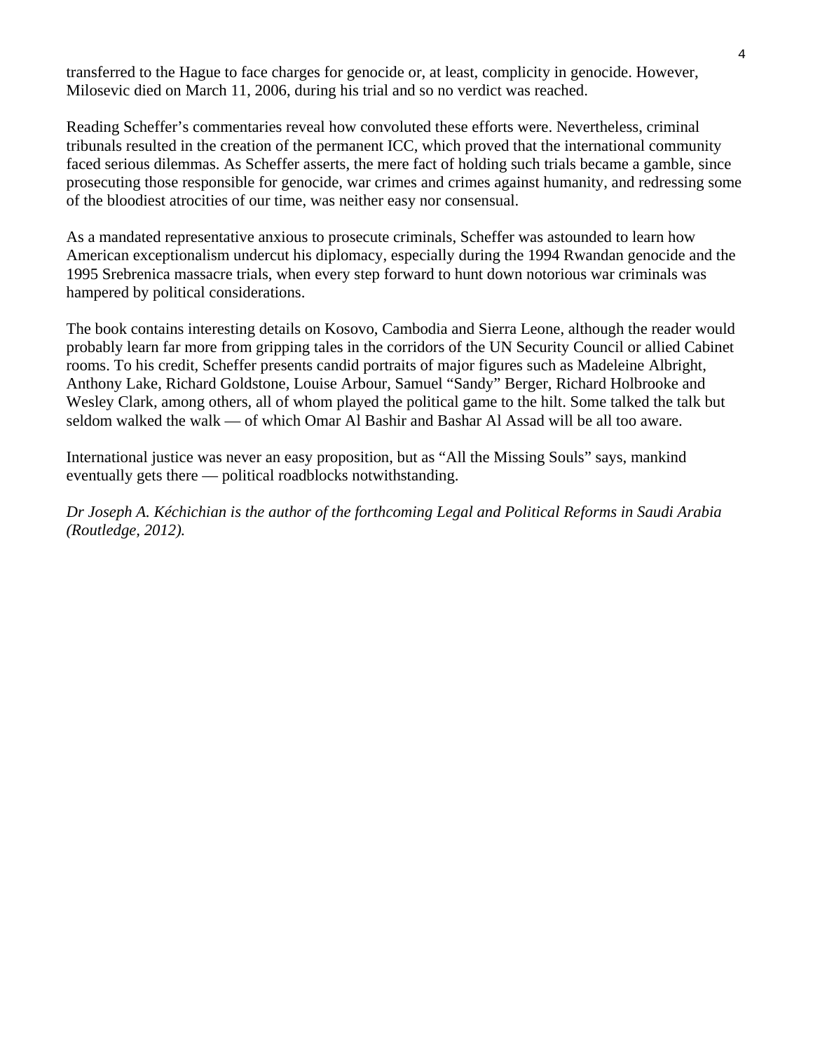transferred to the Hague to face charges for genocide or, at least, complicity in genocide. However, Milosevic died on March 11, 2006, during his trial and so no verdict was reached.

Reading Scheffer's commentaries reveal how convoluted these efforts were. Nevertheless, criminal tribunals resulted in the creation of the permanent ICC, which proved that the international community faced serious dilemmas. As Scheffer asserts, the mere fact of holding such trials became a gamble, since prosecuting those responsible for genocide, war crimes and crimes against humanity, and redressing some of the bloodiest atrocities of our time, was neither easy nor consensual.

As a mandated representative anxious to prosecute criminals, Scheffer was astounded to learn how American exceptionalism undercut his diplomacy, especially during the 1994 Rwandan genocide and the 1995 Srebrenica massacre trials, when every step forward to hunt down notorious war criminals was hampered by political considerations.

The book contains interesting details on Kosovo, Cambodia and Sierra Leone, although the reader would probably learn far more from gripping tales in the corridors of the UN Security Council or allied Cabinet rooms. To his credit, Scheffer presents candid portraits of major figures such as Madeleine Albright, Anthony Lake, Richard Goldstone, Louise Arbour, Samuel "Sandy" Berger, Richard Holbrooke and Wesley Clark, among others, all of whom played the political game to the hilt. Some talked the talk but seldom walked the walk — of which Omar Al Bashir and Bashar Al Assad will be all too aware.

International justice was never an easy proposition, but as "All the Missing Souls" says, mankind eventually gets there — political roadblocks notwithstanding.

*Dr Joseph A. Kéchichian is the author of the forthcoming Legal and Political Reforms in Saudi Arabia (Routledge, 2012).*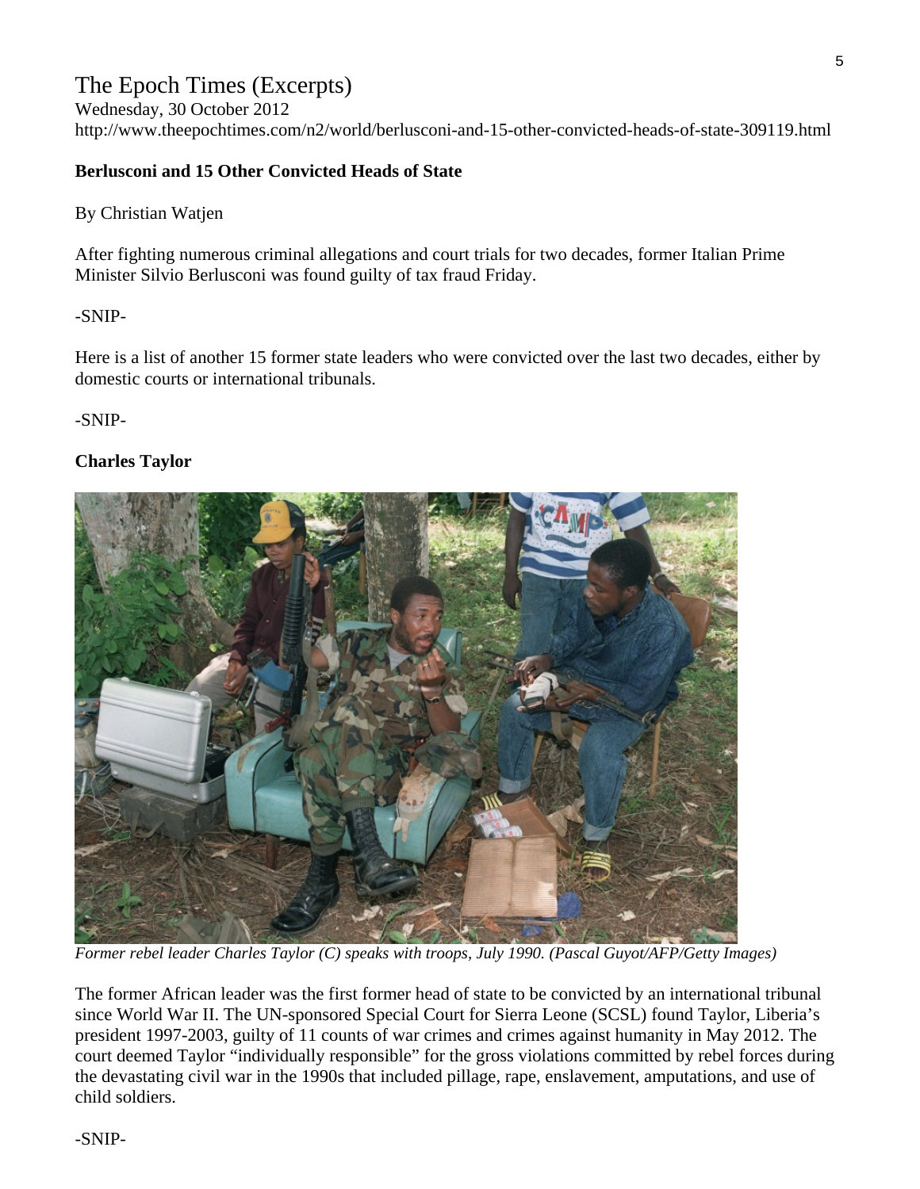# The Epoch Times (Excerpts)

Wednesday, 30 October 2012
http://www.theepochtimes.com/n2/world/berlusconi-and-15-other-convicted-heads-of-state-309119.html

**Berlusconi and 15 Other Convicted Heads of State**

By Christian Watjen

After fighting numerous criminal allegations and court trials for two decades, former Italian Prime Minister Silvio Berlusconi was found guilty of tax fraud Friday.

-SNIP-

Here is a list of another 15 former state leaders who were convicted over the last two decades, either by domestic courts or international tribunals.

-SNIP-

**Charles Taylor**

*Former rebel leader Charles Taylor (C) speaks with troops, July 1990. (Pascal Guyot/AFP/Getty Images)*

The former African leader was the first former head of state to be convicted by an international tribunal since World War II. The UN-sponsored Special Court for Sierra Leone (SCSL) found Taylor, Liberia's president 1997-2003, guilty of 11 counts of war crimes and crimes against humanity in May 2012. The court deemed Taylor "individually responsible" for the gross violations committed by rebel forces during the devastating civil war in the 1990s that included pillage, rape, enslavement, amputations, and use of child soldiers.

-SNIP-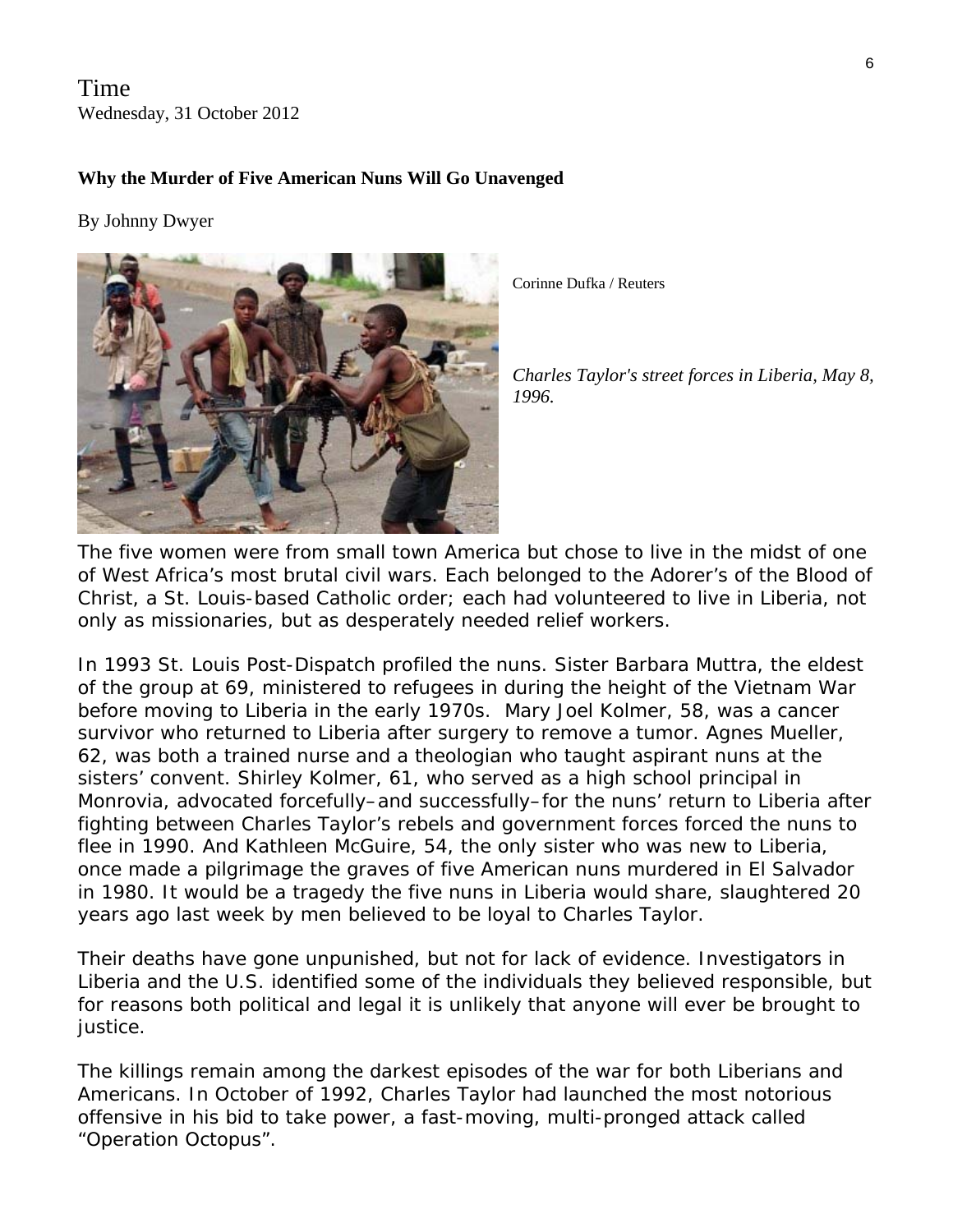Time
Wednesday, 31 October 2012

**Why the Murder of Five American Nuns Will Go Unavenged**

By Johnny Dwyer

Corinne Dufka / Reuters

*Charles Taylor's street forces in Liberia, May 8, 1996.*

The five women were from small town America but chose to live in the midst of one of West Africa's most brutal civil wars. Each belonged to the Adorer's of the Blood of Christ, a St. Louis-based Catholic order; each had volunteered to live in Liberia, not only as missionaries, but as desperately needed relief workers.

In 1993 St. Louis Post-Dispatch profiled the nuns. Sister Barbara Muttra, the eldest of the group at 69, ministered to refugees in during the height of the Vietnam War before moving to Liberia in the early 1970s. Mary Joel Kolmer, 58, was a cancer survivor who returned to Liberia after surgery to remove a tumor. Agnes Mueller, 62, was both a trained nurse and a theologian who taught aspirant nuns at the sisters' convent. Shirley Kolmer, 61, who served as a high school principal in Monrovia, advocated forcefully–and successfully–for the nuns' return to Liberia after fighting between Charles Taylor's rebels and government forces forced the nuns to flee in 1990. And Kathleen McGuire, 54, the only sister who was new to Liberia, once made a pilgrimage the graves of five American nuns murdered in El Salvador in 1980. It would be a tragedy the five nuns in Liberia would share, slaughtered 20 years ago last week by men believed to be loyal to Charles Taylor.

Their deaths have gone unpunished, but not for lack of evidence. Investigators in Liberia and the U.S. identified some of the individuals they believed responsible, but for reasons both political and legal it is unlikely that anyone will ever be brought to justice.

The killings remain among the darkest episodes of the war for both Liberians and Americans. In October of 1992, Charles Taylor had launched the most notorious offensive in his bid to take power, a fast-moving, multi-pronged attack called "Operation Octopus".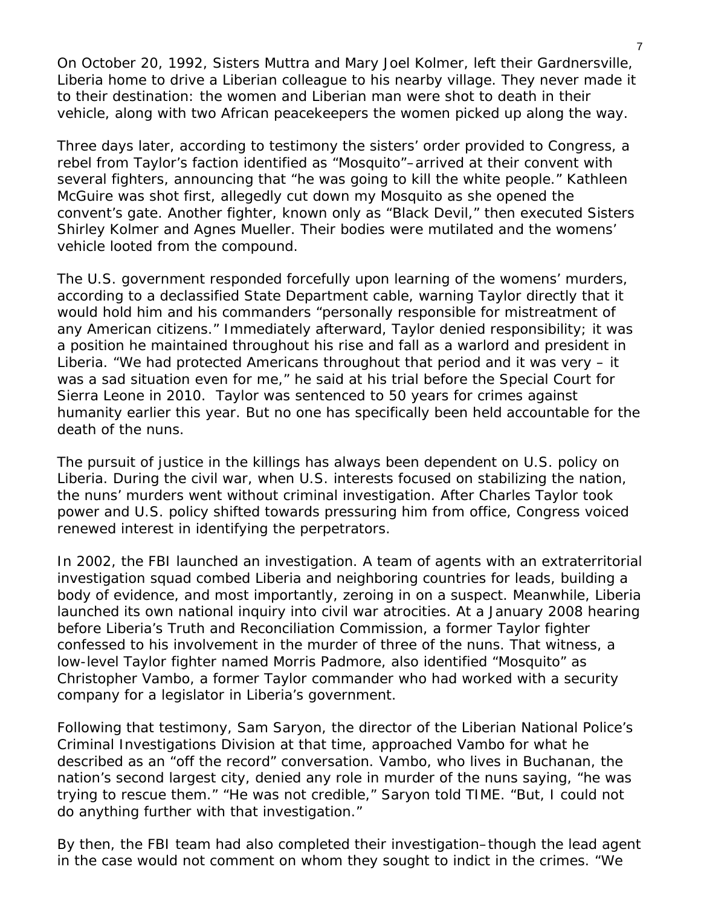On October 20, 1992, Sisters Muttra and Mary Joel Kolmer, left their Gardnersville, Liberia home to drive a Liberian colleague to his nearby village. They never made it to their destination: the women and Liberian man were shot to death in their vehicle, along with two African peacekeepers the women picked up along the way.

Three days later, according to testimony the sisters' order provided to Congress, a rebel from Taylor's faction identified as "Mosquito"–arrived at their convent with several fighters, announcing that "he was going to kill the white people." Kathleen McGuire was shot first, allegedly cut down my Mosquito as she opened the convent's gate. Another fighter, known only as "Black Devil," then executed Sisters Shirley Kolmer and Agnes Mueller. Their bodies were mutilated and the womens' vehicle looted from the compound.

The U.S. government responded forcefully upon learning of the womens' murders, according to a declassified State Department cable, warning Taylor directly that it would hold him and his commanders "personally responsible for mistreatment of any American citizens." Immediately afterward, Taylor denied responsibility; it was a position he maintained throughout his rise and fall as a warlord and president in Liberia. "We had protected Americans throughout that period and it was very – it was a sad situation even for me," he said at his trial before the Special Court for Sierra Leone in 2010. Taylor was sentenced to 50 years for crimes against humanity earlier this year. But no one has specifically been held accountable for the death of the nuns.

The pursuit of justice in the killings has always been dependent on U.S. policy on Liberia. During the civil war, when U.S. interests focused on stabilizing the nation, the nuns' murders went without criminal investigation. After Charles Taylor took power and U.S. policy shifted towards pressuring him from office, Congress voiced renewed interest in identifying the perpetrators.

In 2002, the FBI launched an investigation. A team of agents with an extraterritorial investigation squad combed Liberia and neighboring countries for leads, building a body of evidence, and most importantly, zeroing in on a suspect. Meanwhile, Liberia launched its own national inquiry into civil war atrocities. At a January 2008 hearing before Liberia's Truth and Reconciliation Commission, a former Taylor fighter confessed to his involvement in the murder of three of the nuns. That witness, a low-level Taylor fighter named Morris Padmore, also identified "Mosquito" as Christopher Vambo, a former Taylor commander who had worked with a security company for a legislator in Liberia's government.

Following that testimony, Sam Saryon, the director of the Liberian National Police's Criminal Investigations Division at that time, approached Vambo for what he described as an "off the record" conversation. Vambo, who lives in Buchanan, the nation's second largest city, denied any role in murder of the nuns saying, "he was trying to rescue them." "He was not credible," Saryon told TIME. "But, I could not do anything further with that investigation."

By then, the FBI team had also completed their investigation–though the lead agent in the case would not comment on whom they sought to indict in the crimes. "We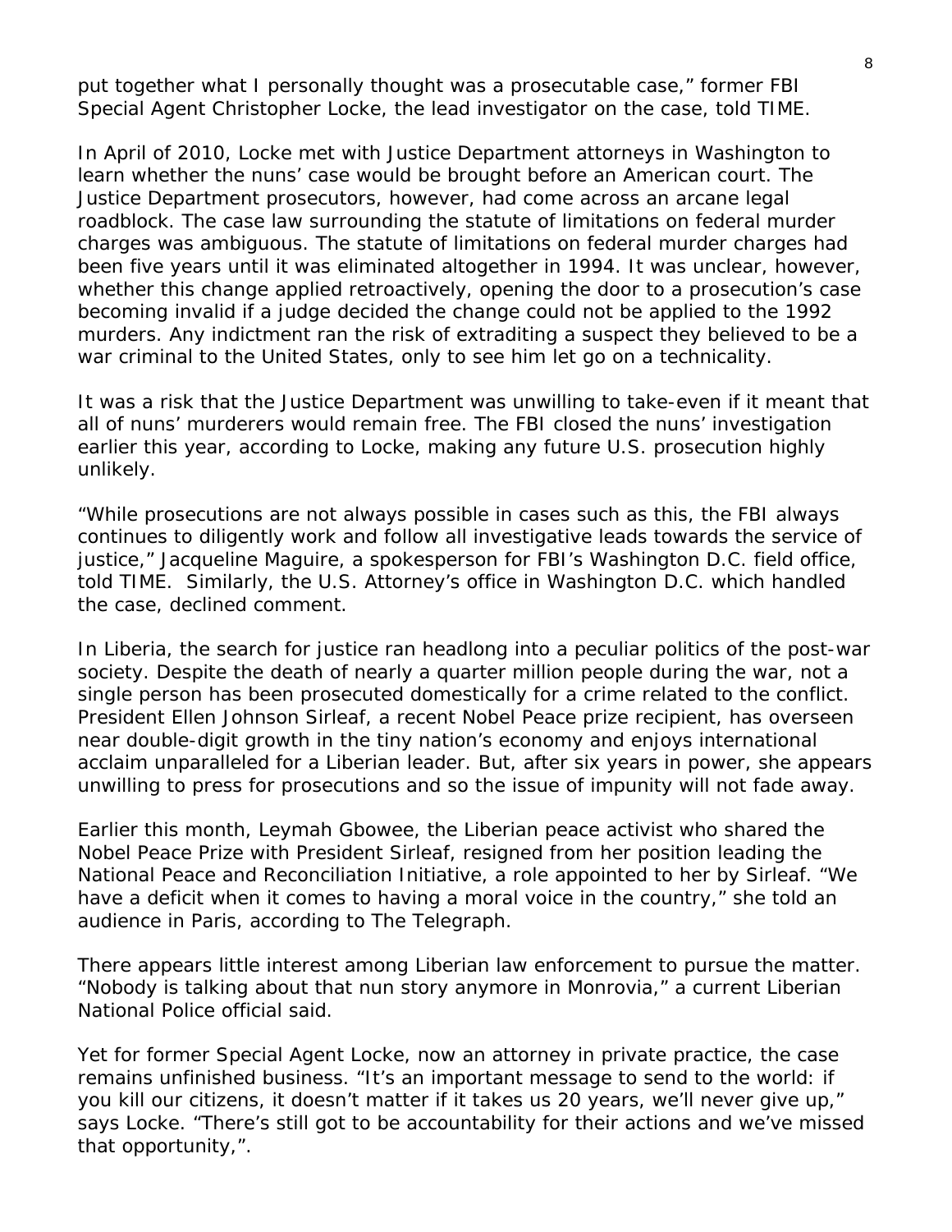put together what I personally thought was a prosecutable case," former FBI Special Agent Christopher Locke, the lead investigator on the case, told TIME.

In April of 2010, Locke met with Justice Department attorneys in Washington to learn whether the nuns' case would be brought before an American court. The Justice Department prosecutors, however, had come across an arcane legal roadblock. The case law surrounding the statute of limitations on federal murder charges was ambiguous. The statute of limitations on federal murder charges had been five years until it was eliminated altogether in 1994. It was unclear, however, whether this change applied retroactively, opening the door to a prosecution's case becoming invalid if a judge decided the change could not be applied to the 1992 murders. Any indictment ran the risk of extraditing a suspect they believed to be a war criminal to the United States, only to see him let go on a technicality.

It was a risk that the Justice Department was unwilling to take-even if it meant that all of nuns' murderers would remain free. The FBI closed the nuns' investigation earlier this year, according to Locke, making any future U.S. prosecution highly unlikely.

"While prosecutions are not always possible in cases such as this, the FBI always continues to diligently work and follow all investigative leads towards the service of justice," Jacqueline Maguire, a spokesperson for FBI's Washington D.C. field office, told TIME. Similarly, the U.S. Attorney's office in Washington D.C. which handled the case, declined comment.

In Liberia, the search for justice ran headlong into a peculiar politics of the post-war society. Despite the death of nearly a quarter million people during the war, not a single person has been prosecuted domestically for a crime related to the conflict. President Ellen Johnson Sirleaf, a recent Nobel Peace prize recipient, has overseen near double-digit growth in the tiny nation's economy and enjoys international acclaim unparalleled for a Liberian leader. But, after six years in power, she appears unwilling to press for prosecutions and so the issue of impunity will not fade away.

Earlier this month, Leymah Gbowee, the Liberian peace activist who shared the Nobel Peace Prize with President Sirleaf, resigned from her position leading the National Peace and Reconciliation Initiative, a role appointed to her by Sirleaf. "We have a deficit when it comes to having a moral voice in the country," she told an audience in Paris, according to The Telegraph.

There appears little interest among Liberian law enforcement to pursue the matter. "Nobody is talking about that nun story anymore in Monrovia," a current Liberian National Police official said.

Yet for former Special Agent Locke, now an attorney in private practice, the case remains unfinished business. "It's an important message to send to the world: if you kill our citizens, it doesn't matter if it takes us 20 years, we'll never give up," says Locke. "There's still got to be accountability for their actions and we've missed that opportunity,".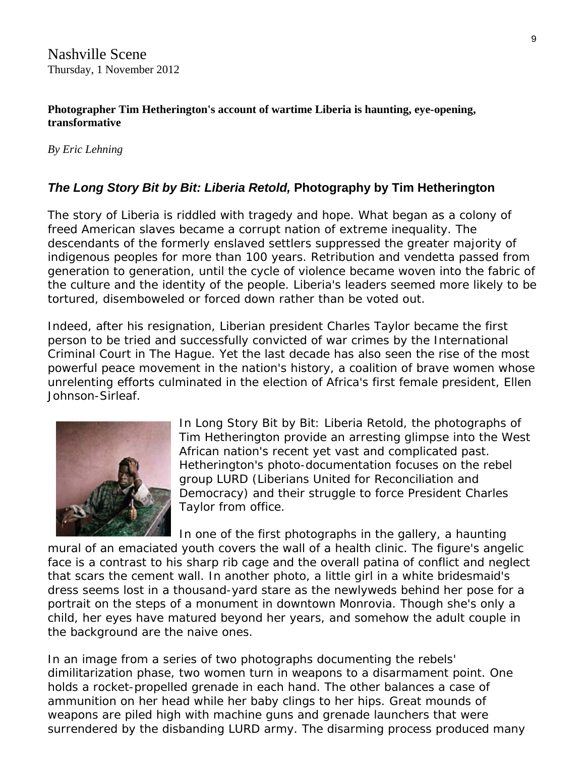Nashville Scene
Thursday, 1 November 2012

**Photographer Tim Hetherington's account of wartime Liberia is haunting, eye-opening, transformative**

*By Eric Lehning*

## ***The Long Story Bit by Bit: Liberia Retold*, Photography by Tim Hetherington**

The story of Liberia is riddled with tragedy and hope. What began as a colony of freed American slaves became a corrupt nation of extreme inequality. The descendants of the formerly enslaved settlers suppressed the greater majority of indigenous peoples for more than 100 years. Retribution and vendetta passed from generation to generation, until the cycle of violence became woven into the fabric of the culture and the identity of the people. Liberia's leaders seemed more likely to be tortured, disemboweled or forced down rather than be voted out.

Indeed, after his resignation, Liberian president Charles Taylor became the first person to be tried and successfully convicted of war crimes by the International Criminal Court in The Hague. Yet the last decade has also seen the rise of the most powerful peace movement in the nation's history, a coalition of brave women whose unrelenting efforts culminated in the election of Africa's first female president, Ellen Johnson-Sirleaf.

In Long Story Bit by Bit: Liberia Retold, the photographs of Tim Hetherington provide an arresting glimpse into the West African nation's recent yet vast and complicated past. Hetherington's photo-documentation focuses on the rebel group LURD (Liberians United for Reconciliation and Democracy) and their struggle to force President Charles Taylor from office.

In one of the first photographs in the gallery, a haunting mural of an emaciated youth covers the wall of a health clinic. The figure's angelic face is a contrast to his sharp rib cage and the overall patina of conflict and neglect that scars the cement wall. In another photo, a little girl in a white bridesmaid's dress seems lost in a thousand-yard stare as the newlyweds behind her pose for a portrait on the steps of a monument in downtown Monrovia. Though she's only a child, her eyes have matured beyond her years, and somehow the adult couple in the background are the naive ones.

In an image from a series of two photographs documenting the rebels' dimilitarization phase, two women turn in weapons to a disarmament point. One holds a rocket-propelled grenade in each hand. The other balances a case of ammunition on her head while her baby clings to her hips. Great mounds of weapons are piled high with machine guns and grenade launchers that were surrendered by the disbanding LURD army. The disarming process produced many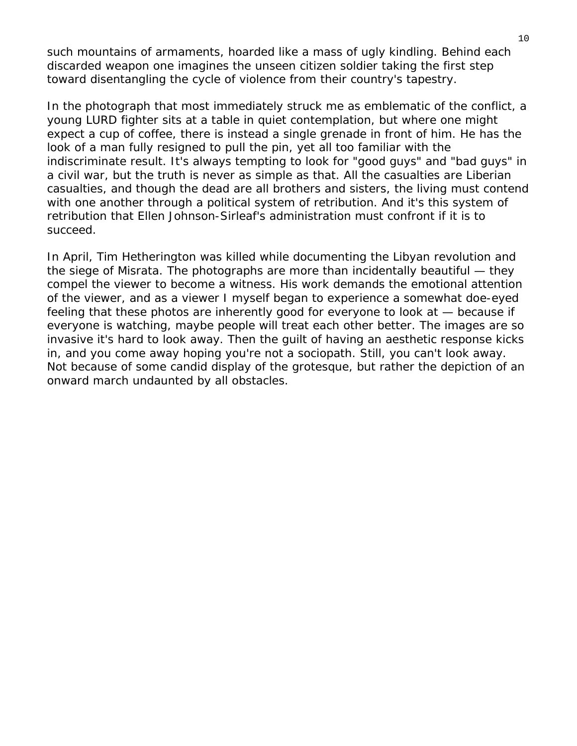such mountains of armaments, hoarded like a mass of ugly kindling. Behind each discarded weapon one imagines the unseen citizen soldier taking the first step toward disentangling the cycle of violence from their country's tapestry.

In the photograph that most immediately struck me as emblematic of the conflict, a young LURD fighter sits at a table in quiet contemplation, but where one might expect a cup of coffee, there is instead a single grenade in front of him. He has the look of a man fully resigned to pull the pin, yet all too familiar with the indiscriminate result. It's always tempting to look for "good guys" and "bad guys" in a civil war, but the truth is never as simple as that. All the casualties are Liberian casualties, and though the dead are all brothers and sisters, the living must contend with one another through a political system of retribution. And it's this system of retribution that Ellen Johnson-Sirleaf's administration must confront if it is to succeed.

In April, Tim Hetherington was killed while documenting the Libyan revolution and the siege of Misrata. The photographs are more than incidentally beautiful — they compel the viewer to become a witness. His work demands the emotional attention of the viewer, and as a viewer I myself began to experience a somewhat doe-eyed feeling that these photos are inherently good for everyone to look at — because if everyone is watching, maybe people will treat each other better. The images are so invasive it's hard to look away. Then the guilt of having an aesthetic response kicks in, and you come away hoping you're not a sociopath. Still, you can't look away. Not because of some candid display of the grotesque, but rather the depiction of an onward march undaunted by all obstacles.